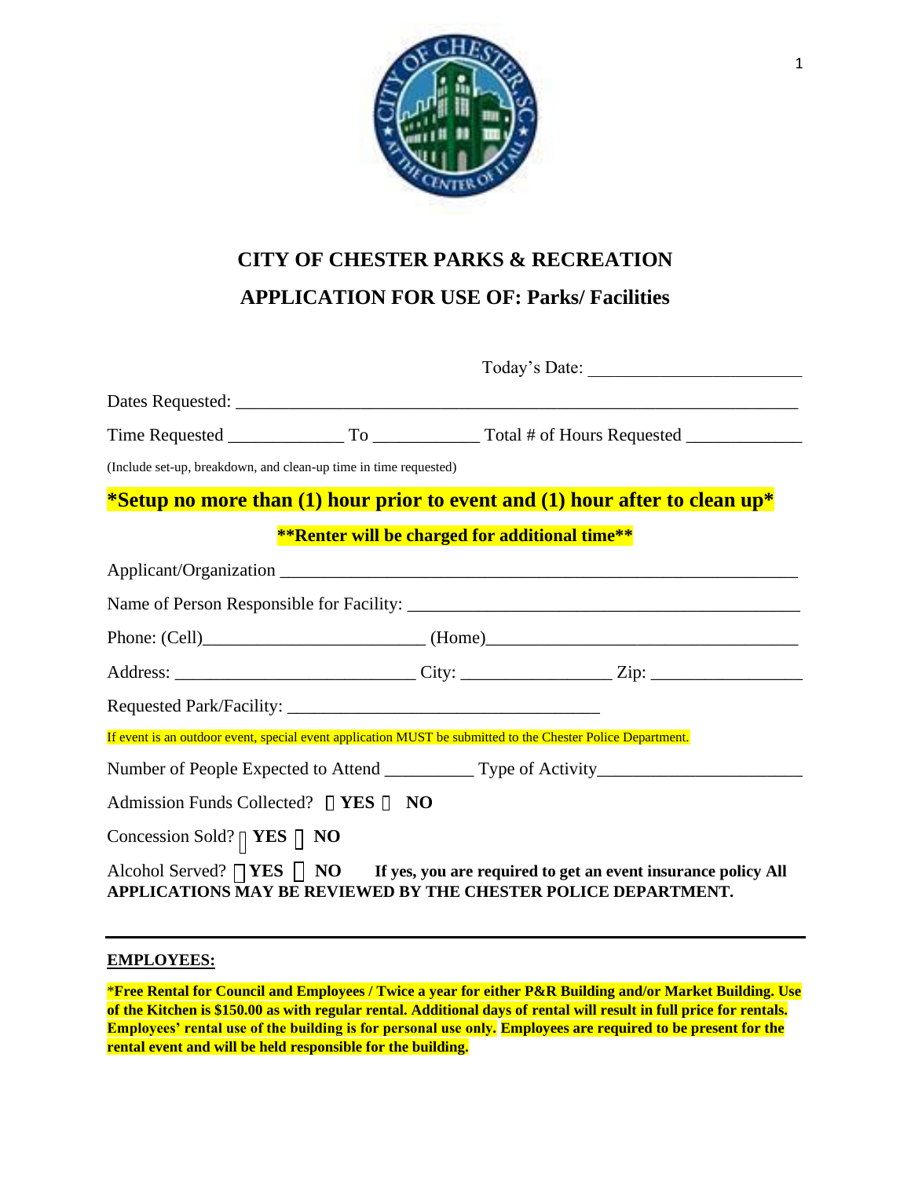# CITY OF CHESTER PARKS & RECREATION

## APPLICATION FOR USE OF: Parks/ Facilities

Today's Date: ______________________

Dates Requested: ___________________________________________________________

Time Requested ____________ To ___________ Total # of Hours Requested ____________

(Include set-up, breakdown, and clean-up time in time requested)

**\*Setup no more than (1) hour prior to event and (1) hour after to clean up\***

**\*\*Renter will be charged for additional time\*\***

Applicant/Organization ______________________________________________________

Name of Person Responsible for Facility: _________________________________________

Phone: (Cell)_______________________ (Home)__________________________________

Address: _________________________ City: _______________ Zip: _______________

Requested Park/Facility: __________________________________

If event is an outdoor event, special event application MUST be submitted to the Chester Police Department.

Number of People Expected to Attend _________ Type of Activity_____________________

Admission Funds Collected? ☐ **YES** ☐ **NO**

Concession Sold? ☐ **YES** ☐ **NO**

Alcohol Served? ☐ **YES** ☐ **NO** **If yes, you are required to get an event insurance policy All APPLICATIONS MAY BE REVIEWED BY THE CHESTER POLICE DEPARTMENT.**

---

**EMPLOYEES:**

**\*Free Rental for Council and Employees / Twice a year for either P&R Building and/or Market Building. Use of the Kitchen is $150.00 as with regular rental. Additional days of rental will result in full price for rentals. Employees' rental use of the building is for personal use only. Employees are required to be present for the rental event and will be held responsible for the building.**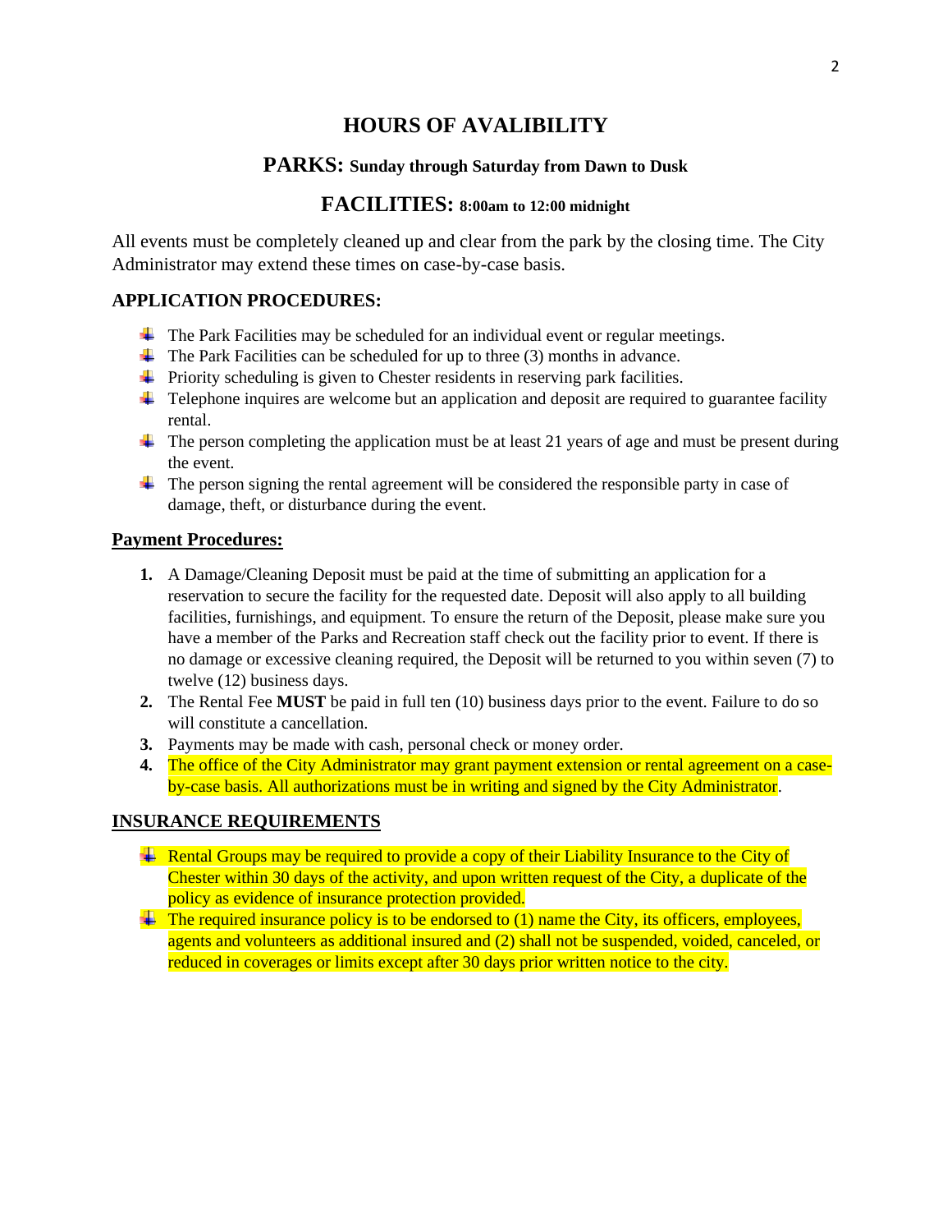# HOURS OF AVALIBILITY

## PARKS: Sunday through Saturday from Dawn to Dusk

## FACILITIES: 8:00am to 12:00 midnight

All events must be completely cleaned up and clear from the park by the closing time. The City Administrator may extend these times on case-by-case basis.

### APPLICATION PROCEDURES:

- The Park Facilities may be scheduled for an individual event or regular meetings.
- The Park Facilities can be scheduled for up to three (3) months in advance.
- Priority scheduling is given to Chester residents in reserving park facilities.
- Telephone inquires are welcome but an application and deposit are required to guarantee facility rental.
- The person completing the application must be at least 21 years of age and must be present during the event.
- The person signing the rental agreement will be considered the responsible party in case of damage, theft, or disturbance during the event.

### Payment Procedures:

1. A Damage/Cleaning Deposit must be paid at the time of submitting an application for a reservation to secure the facility for the requested date. Deposit will also apply to all building facilities, furnishings, and equipment. To ensure the return of the Deposit, please make sure you have a member of the Parks and Recreation staff check out the facility prior to event. If there is no damage or excessive cleaning required, the Deposit will be returned to you within seven (7) to twelve (12) business days.
2. The Rental Fee **MUST** be paid in full ten (10) business days prior to the event. Failure to do so will constitute a cancellation.
3. Payments may be made with cash, personal check or money order.
4. The office of the City Administrator may grant payment extension or rental agreement on a case-by-case basis. All authorizations must be in writing and signed by the City Administrator.

### INSURANCE REQUIREMENTS

- Rental Groups may be required to provide a copy of their Liability Insurance to the City of Chester within 30 days of the activity, and upon written request of the City, a duplicate of the policy as evidence of insurance protection provided.
- The required insurance policy is to be endorsed to (1) name the City, its officers, employees, agents and volunteers as additional insured and (2) shall not be suspended, voided, canceled, or reduced in coverages or limits except after 30 days prior written notice to the city.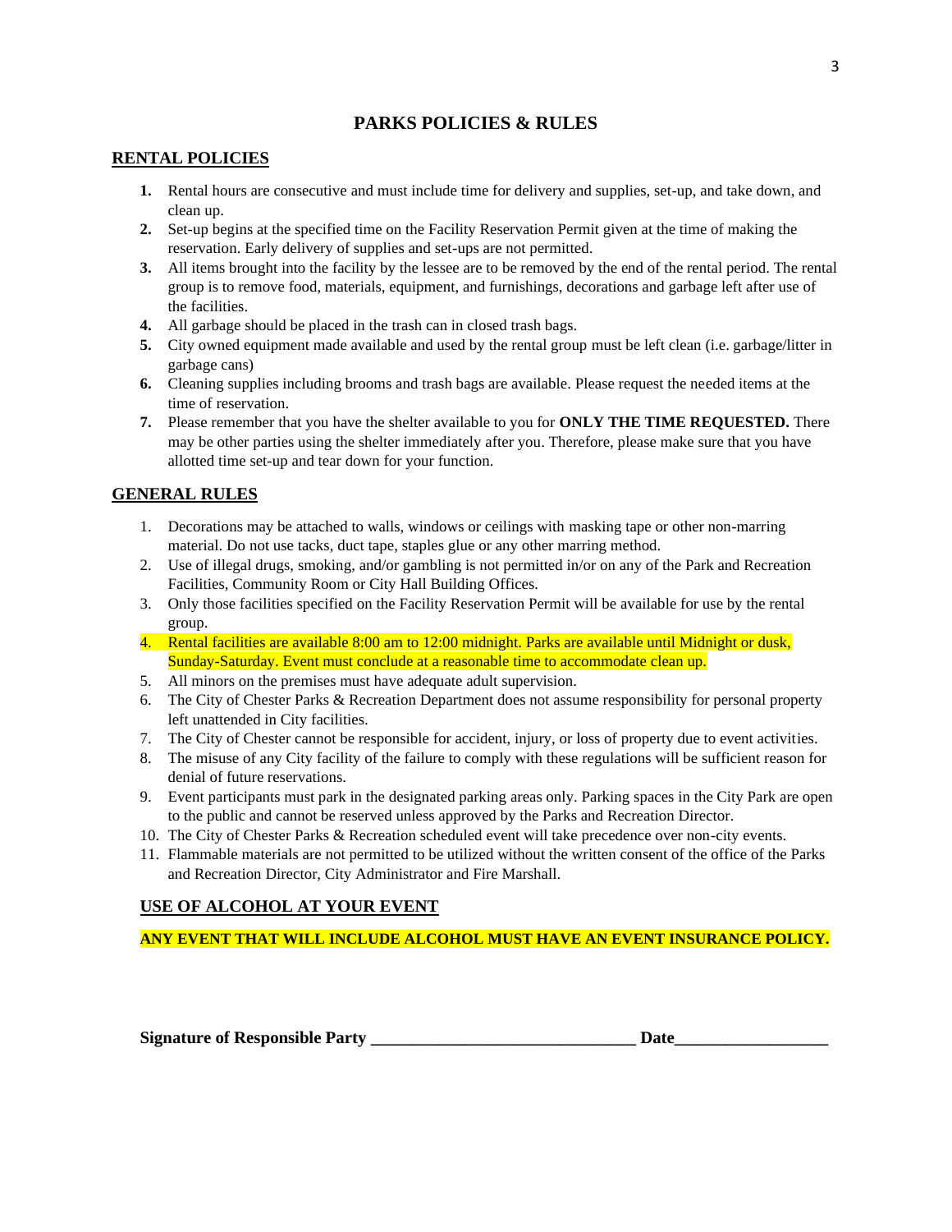# PARKS POLICIES & RULES

## RENTAL POLICIES

1. Rental hours are consecutive and must include time for delivery and supplies, set-up, and take down, and clean up.
2. Set-up begins at the specified time on the Facility Reservation Permit given at the time of making the reservation. Early delivery of supplies and set-ups are not permitted.
3. All items brought into the facility by the lessee are to be removed by the end of the rental period. The rental group is to remove food, materials, equipment, and furnishings, decorations and garbage left after use of the facilities.
4. All garbage should be placed in the trash can in closed trash bags.
5. City owned equipment made available and used by the rental group must be left clean (i.e. garbage/litter in garbage cans)
6. Cleaning supplies including brooms and trash bags are available. Please request the needed items at the time of reservation.
7. Please remember that you have the shelter available to you for **ONLY THE TIME REQUESTED.** There may be other parties using the shelter immediately after you. Therefore, please make sure that you have allotted time set-up and tear down for your function.

## GENERAL RULES

1. Decorations may be attached to walls, windows or ceilings with masking tape or other non-marring material. Do not use tacks, duct tape, staples glue or any other marring method.
2. Use of illegal drugs, smoking, and/or gambling is not permitted in/or on any of the Park and Recreation Facilities, Community Room or City Hall Building Offices.
3. Only those facilities specified on the Facility Reservation Permit will be available for use by the rental group.
4. Rental facilities are available 8:00 am to 12:00 midnight. Parks are available until Midnight or dusk, Sunday-Saturday. Event must conclude at a reasonable time to accommodate clean up.
5. All minors on the premises must have adequate adult supervision.
6. The City of Chester Parks & Recreation Department does not assume responsibility for personal property left unattended in City facilities.
7. The City of Chester cannot be responsible for accident, injury, or loss of property due to event activities.
8. The misuse of any City facility of the failure to comply with these regulations will be sufficient reason for denial of future reservations.
9. Event participants must park in the designated parking areas only. Parking spaces in the City Park are open to the public and cannot be reserved unless approved by the Parks and Recreation Director.
10. The City of Chester Parks & Recreation scheduled event will take precedence over non-city events.
11. Flammable materials are not permitted to be utilized without the written consent of the office of the Parks and Recreation Director, City Administrator and Fire Marshall.

## USE OF ALCOHOL AT YOUR EVENT

**ANY EVENT THAT WILL INCLUDE ALCOHOL MUST HAVE AN EVENT INSURANCE POLICY.**

**Signature of Responsible Party** ______________________________ **Date**_________________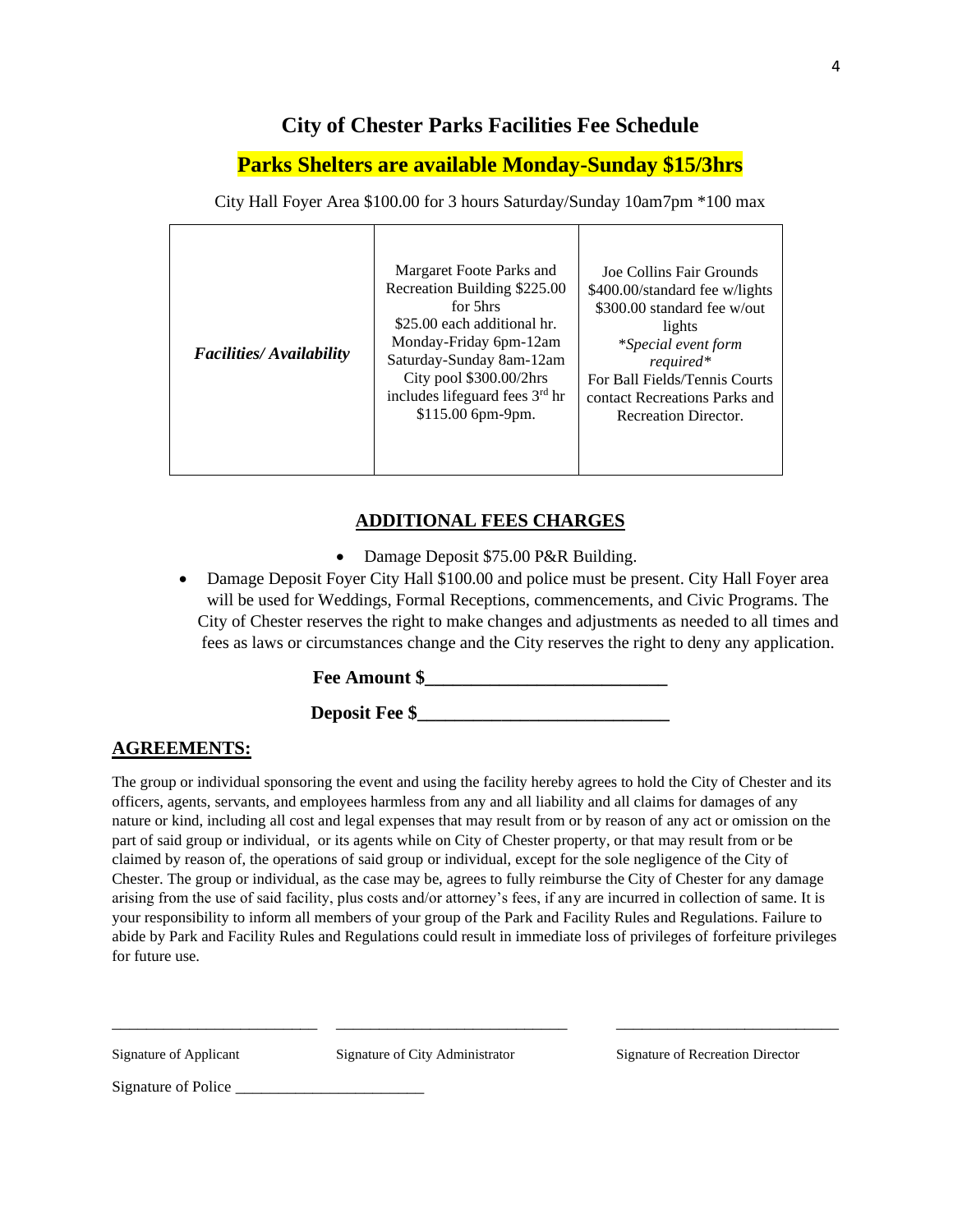# City of Chester Parks Facilities Fee Schedule

**Parks Shelters are available Monday-Sunday $15/3hrs**

City Hall Foyer Area $100.00 for 3 hours Saturday/Sunday 10am7pm *100 max

| | | |
|---|---|---|
| ***Facilities/ Availability*** | Margaret Foote Parks and Recreation Building $225.00 for 5hrs<br>$25.00 each additional hr.<br>Monday-Friday 6pm-12am<br>Saturday-Sunday 8am-12am<br>City pool $300.00/2hrs includes lifeguard fees 3rd hr $115.00 6pm-9pm. | Joe Collins Fair Grounds $400.00/standard fee w/lights<br>$300.00 standard fee w/out lights<br>**Special event form required**<br>For Ball Fields/Tennis Courts contact Recreations Parks and Recreation Director. |

## ADDITIONAL FEES CHARGES

- Damage Deposit $75.00 P&R Building.
- Damage Deposit Foyer City Hall $100.00 and police must be present. City Hall Foyer area will be used for Weddings, Formal Receptions, commencements, and Civic Programs. The City of Chester reserves the right to make changes and adjustments as needed to all times and fees as laws or circumstances change and the City reserves the right to deny any application.

**Fee Amount $__________________________**

**Deposit Fee $___________________________**

## AGREEMENTS:

The group or individual sponsoring the event and using the facility hereby agrees to hold the City of Chester and its officers, agents, servants, and employees harmless from any and all liability and all claims for damages of any nature or kind, including all cost and legal expenses that may result from or by reason of any act or omission on the part of said group or individual, or its agents while on City of Chester property, or that may result from or be claimed by reason of, the operations of said group or individual, except for the sole negligence of the City of Chester. The group or individual, as the case may be, agrees to fully reimburse the City of Chester for any damage arising from the use of said facility, plus costs and/or attorney's fees, if any are incurred in collection of same. It is your responsibility to inform all members of your group of the Park and Facility Rules and Regulations. Failure to abide by Park and Facility Rules and Regulations could result in immediate loss of privileges of forfeiture privileges for future use.

__________________________ ______________________________ _____________________________

Signature of Applicant Signature of City Administrator Signature of Recreation Director

Signature of Police ________________________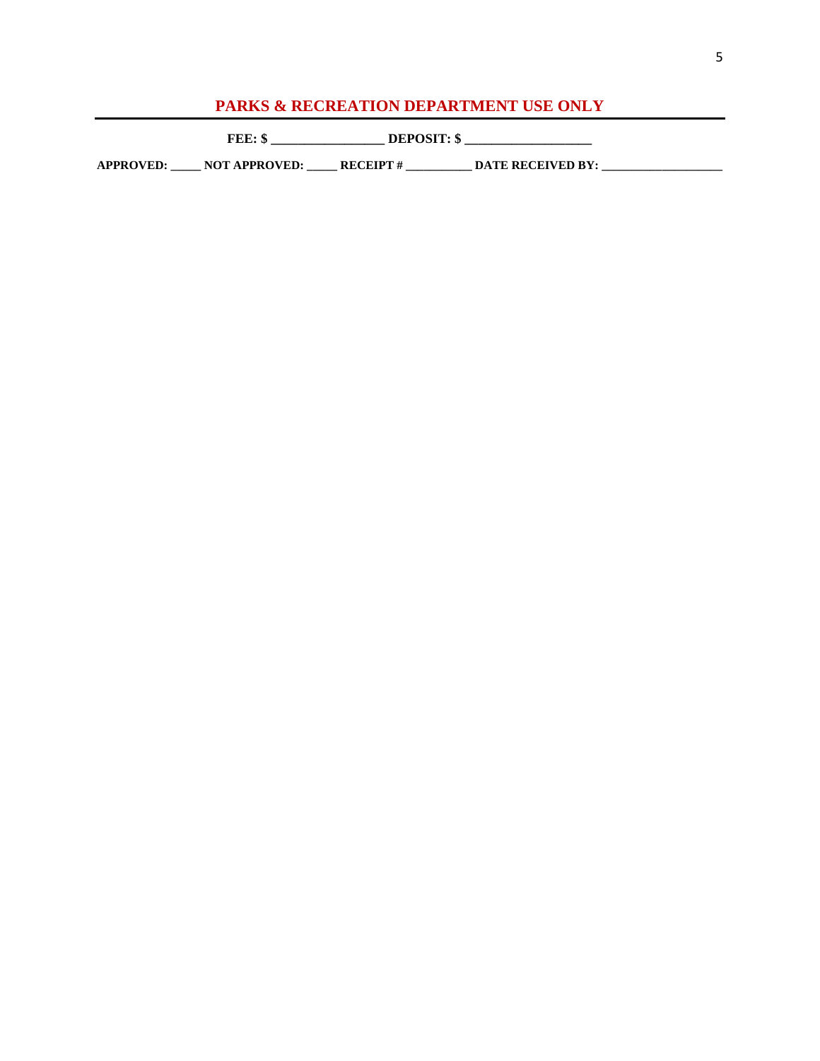## PARKS & RECREATION DEPARTMENT USE ONLY

**FEE: $ _________________ DEPOSIT: $ ___________________**

**APPROVED: _____ NOT APPROVED: _____ RECEIPT # ___________ DATE RECEIVED BY: ____________________**